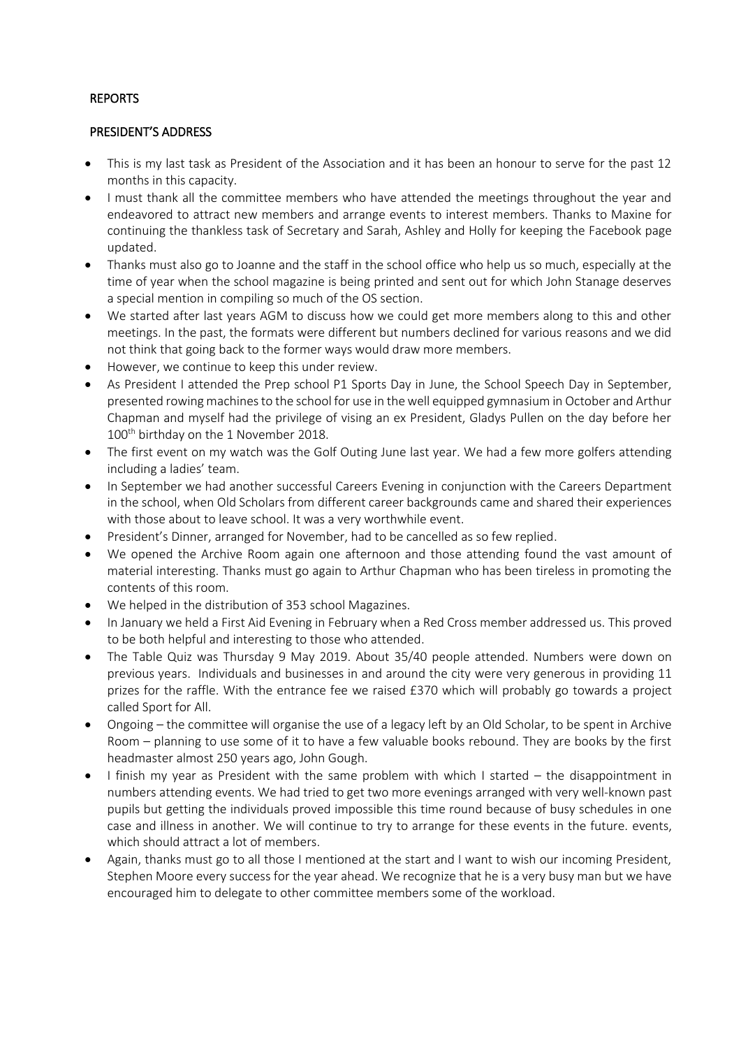## REPORTS

## PRESIDENT'S ADDRESS

- This is my last task as President of the Association and it has been an honour to serve for the past 12 months in this capacity.
- I must thank all the committee members who have attended the meetings throughout the year and endeavored to attract new members and arrange events to interest members. Thanks to Maxine for continuing the thankless task of Secretary and Sarah, Ashley and Holly for keeping the Facebook page updated.
- Thanks must also go to Joanne and the staff in the school office who help us so much, especially at the time of year when the school magazine is being printed and sent out for which John Stanage deserves a special mention in compiling so much of the OS section.
- We started after last years AGM to discuss how we could get more members along to this and other meetings. In the past, the formats were different but numbers declined for various reasons and we did not think that going back to the former ways would draw more members.
- However, we continue to keep this under review.
- As President I attended the Prep school P1 Sports Day in June, the School Speech Day in September, presented rowing machines to the school for use in the well equipped gymnasium in October and Arthur Chapman and myself had the privilege of vising an ex President, Gladys Pullen on the day before her 100th birthday on the 1 November 2018.
- The first event on my watch was the Golf Outing June last year. We had a few more golfers attending including a ladies' team.
- In September we had another successful Careers Evening in conjunction with the Careers Department in the school, when Old Scholars from different career backgrounds came and shared their experiences with those about to leave school. It was a very worthwhile event.
- President's Dinner, arranged for November, had to be cancelled as so few replied.
- We opened the Archive Room again one afternoon and those attending found the vast amount of material interesting. Thanks must go again to Arthur Chapman who has been tireless in promoting the contents of this room.
- We helped in the distribution of 353 school Magazines.
- In January we held a First Aid Evening in February when a Red Cross member addressed us. This proved to be both helpful and interesting to those who attended.
- The Table Quiz was Thursday 9 May 2019. About 35/40 people attended. Numbers were down on previous years. Individuals and businesses in and around the city were very generous in providing 11 prizes for the raffle. With the entrance fee we raised £370 which will probably go towards a project called Sport for All.
- Ongoing – the committee will organise the use of a legacy left by an Old Scholar, to be spent in Archive Room – planning to use some of it to have a few valuable books rebound. They are books by the first headmaster almost 250 years ago, John Gough.
- I finish my year as President with the same problem with which I started – the disappointment in numbers attending events. We had tried to get two more evenings arranged with very well-known past pupils but getting the individuals proved impossible this time round because of busy schedules in one case and illness in another. We will continue to try to arrange for these events in the future. events, which should attract a lot of members.
- Again, thanks must go to all those I mentioned at the start and I want to wish our incoming President, Stephen Moore every success for the year ahead. We recognize that he is a very busy man but we have encouraged him to delegate to other committee members some of the workload.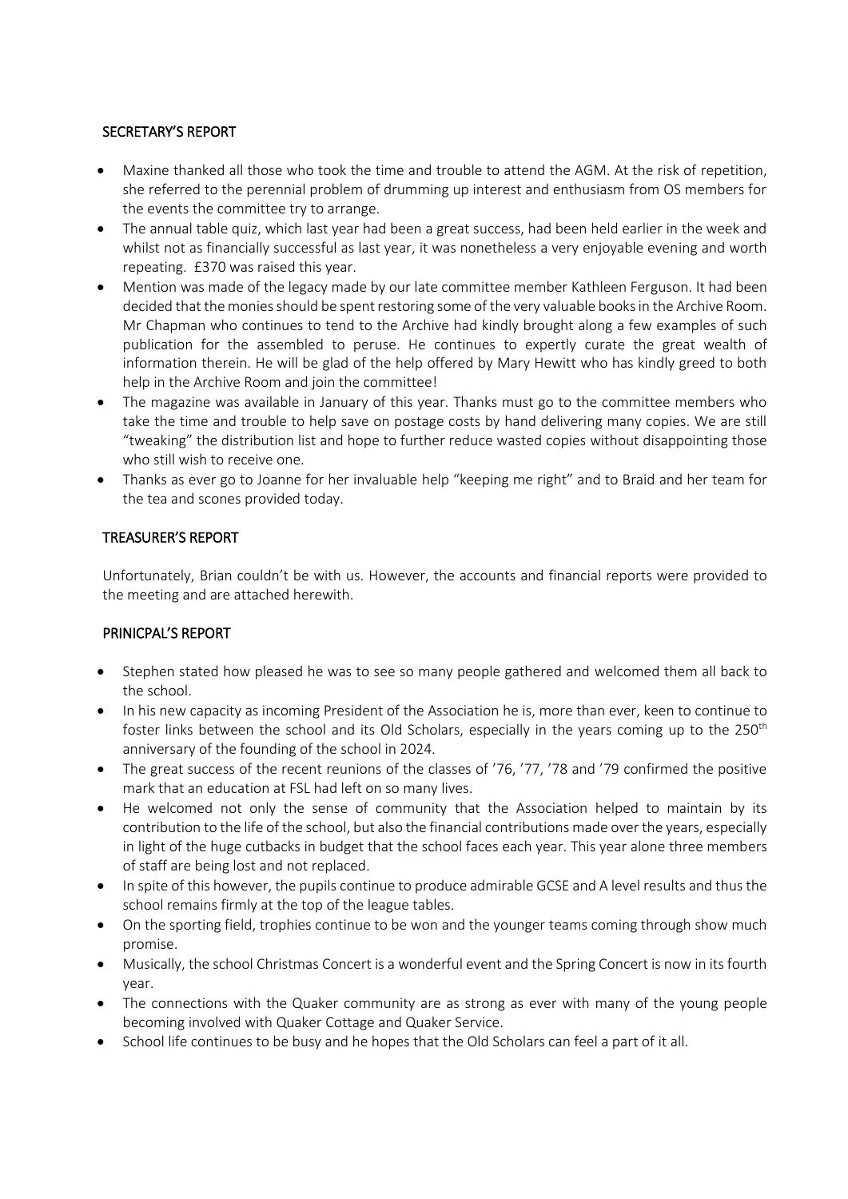## SECRETARY'S REPORT

- Maxine thanked all those who took the time and trouble to attend the AGM. At the risk of repetition, she referred to the perennial problem of drumming up interest and enthusiasm from OS members for the events the committee try to arrange.
- The annual table quiz, which last year had been a great success, had been held earlier in the week and whilst not as financially successful as last year, it was nonetheless a very enjoyable evening and worth repeating. £370 was raised this year.
- Mention was made of the legacy made by our late committee member Kathleen Ferguson. It had been decided that the monies should be spent restoring some of the very valuable books in the Archive Room. Mr Chapman who continues to tend to the Archive had kindly brought along a few examples of such publication for the assembled to peruse. He continues to expertly curate the great wealth of information therein. He will be glad of the help offered by Mary Hewitt who has kindly greed to both help in the Archive Room and join the committee!
- The magazine was available in January of this year. Thanks must go to the committee members who take the time and trouble to help save on postage costs by hand delivering many copies. We are still "tweaking" the distribution list and hope to further reduce wasted copies without disappointing those who still wish to receive one.
- Thanks as ever go to Joanne for her invaluable help "keeping me right" and to Braid and her team for the tea and scones provided today.

## TREASURER'S REPORT

Unfortunately, Brian couldn't be with us. However, the accounts and financial reports were provided to the meeting and are attached herewith.

## PRINICPAL'S REPORT

- Stephen stated how pleased he was to see so many people gathered and welcomed them all back to the school.
- In his new capacity as incoming President of the Association he is, more than ever, keen to continue to foster links between the school and its Old Scholars, especially in the years coming up to the 250th anniversary of the founding of the school in 2024.
- The great success of the recent reunions of the classes of '76, '77, '78 and '79 confirmed the positive mark that an education at FSL had left on so many lives.
- He welcomed not only the sense of community that the Association helped to maintain by its contribution to the life of the school, but also the financial contributions made over the years, especially in light of the huge cutbacks in budget that the school faces each year. This year alone three members of staff are being lost and not replaced.
- In spite of this however, the pupils continue to produce admirable GCSE and A level results and thus the school remains firmly at the top of the league tables.
- On the sporting field, trophies continue to be won and the younger teams coming through show much promise.
- Musically, the school Christmas Concert is a wonderful event and the Spring Concert is now in its fourth year.
- The connections with the Quaker community are as strong as ever with many of the young people becoming involved with Quaker Cottage and Quaker Service.
- School life continues to be busy and he hopes that the Old Scholars can feel a part of it all.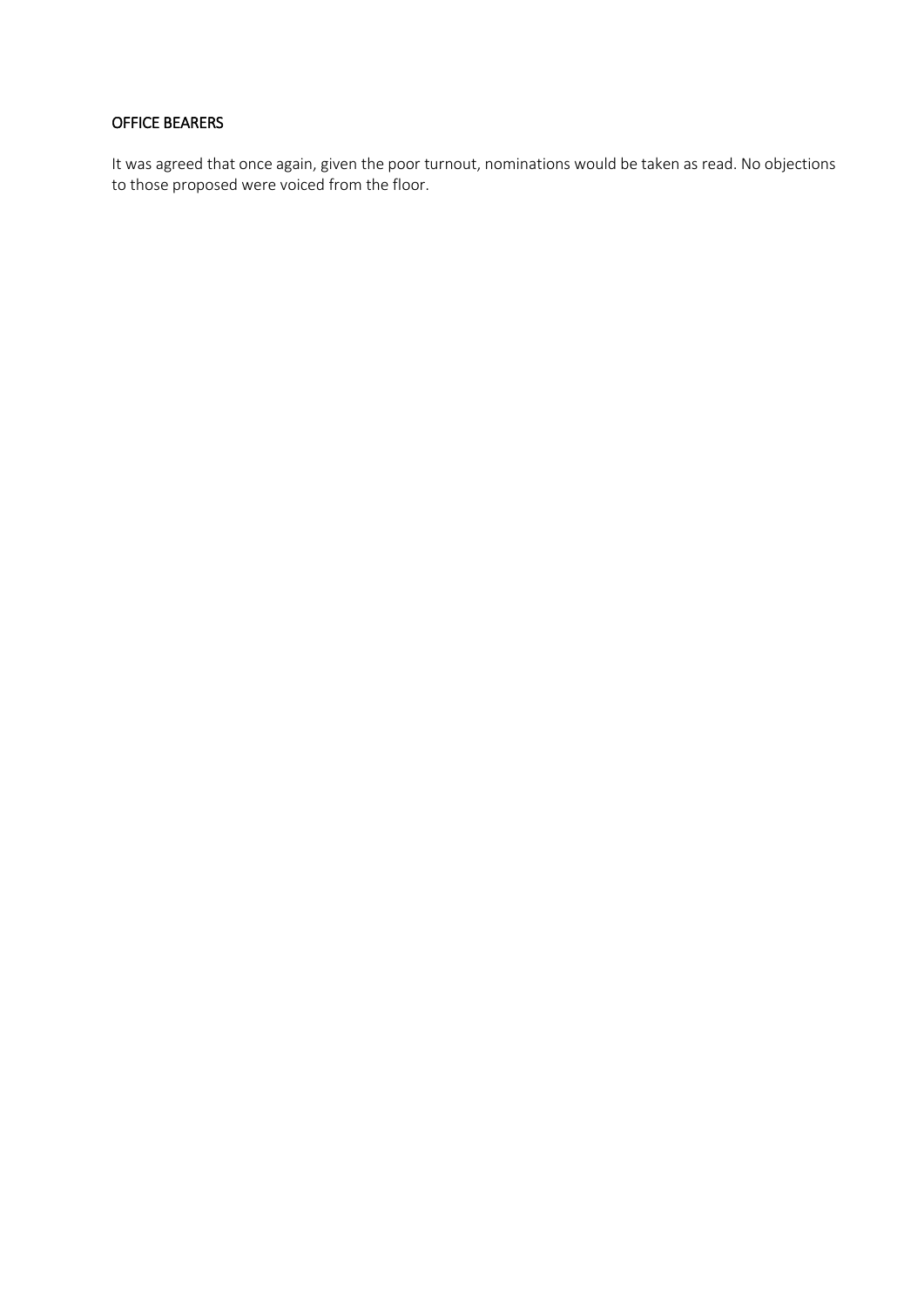## OFFICE BEARERS

It was agreed that once again, given the poor turnout, nominations would be taken as read. No objections to those proposed were voiced from the floor.